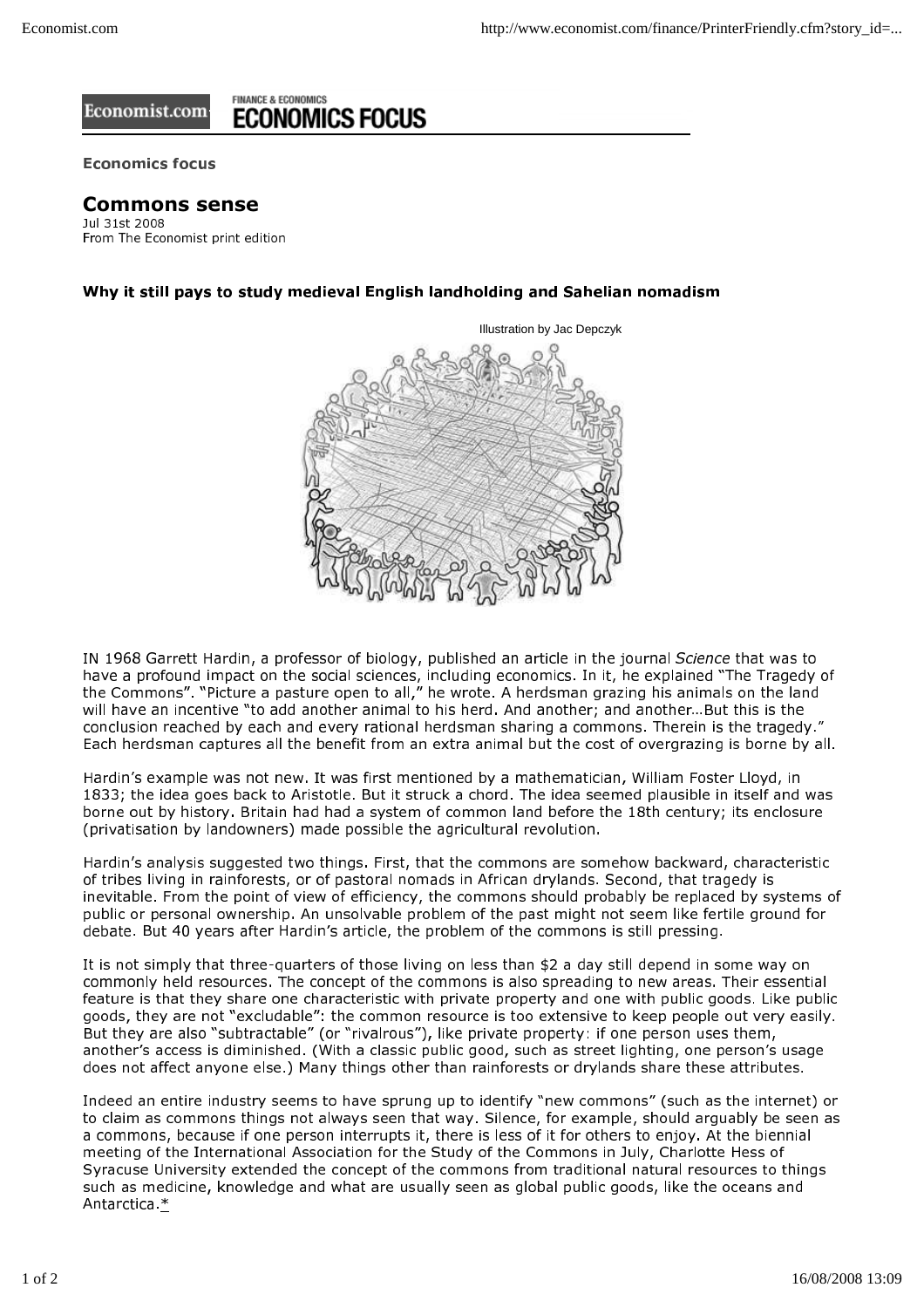FINANCE & ECONOMICS

# ECONOMICS FOCUS

**Economics focus**

## Commons sense

Jul 31st 2008
From The Economist print edition

### Why it still pays to study medieval English landholding and Sahelian nomadism

Illustration by Jac Depczyk

IN 1968 Garrett Hardin, a professor of biology, published an article in the journal *Science* that was to have a profound impact on the social sciences, including economics. In it, he explained "The Tragedy of the Commons". "Picture a pasture open to all," he wrote. A herdsman grazing his animals on the land will have an incentive "to add another animal to his herd. And another; and another…But this is the conclusion reached by each and every rational herdsman sharing a commons. Therein is the tragedy." Each herdsman captures all the benefit from an extra animal but the cost of overgrazing is borne by all.

Hardin's example was not new. It was first mentioned by a mathematician, William Foster Lloyd, in 1833; the idea goes back to Aristotle. But it struck a chord. The idea seemed plausible in itself and was borne out by history. Britain had had a system of common land before the 18th century; its enclosure (privatisation by landowners) made possible the agricultural revolution.

Hardin's analysis suggested two things. First, that the commons are somehow backward, characteristic of tribes living in rainforests, or of pastoral nomads in African drylands. Second, that tragedy is inevitable. From the point of view of efficiency, the commons should probably be replaced by systems of public or personal ownership. An unsolvable problem of the past might not seem like fertile ground for debate. But 40 years after Hardin's article, the problem of the commons is still pressing.

It is not simply that three-quarters of those living on less than $2 a day still depend in some way on commonly held resources. The concept of the commons is also spreading to new areas. Their essential feature is that they share one characteristic with private property and one with public goods. Like public goods, they are not "excludable": the common resource is too extensive to keep people out very easily. But they are also "subtractable" (or "rivalrous"), like private property: if one person uses them, another's access is diminished. (With a classic public good, such as street lighting, one person's usage does not affect anyone else.) Many things other than rainforests or drylands share these attributes.

Indeed an entire industry seems to have sprung up to identify "new commons" (such as the internet) or to claim as commons things not always seen that way. Silence, for example, should arguably be seen as a commons, because if one person interrupts it, there is less of it for others to enjoy. At the biennial meeting of the International Association for the Study of the Commons in July, Charlotte Hess of Syracuse University extended the concept of the commons from traditional natural resources to things such as medicine, knowledge and what are usually seen as global public goods, like the oceans and Antarctica.*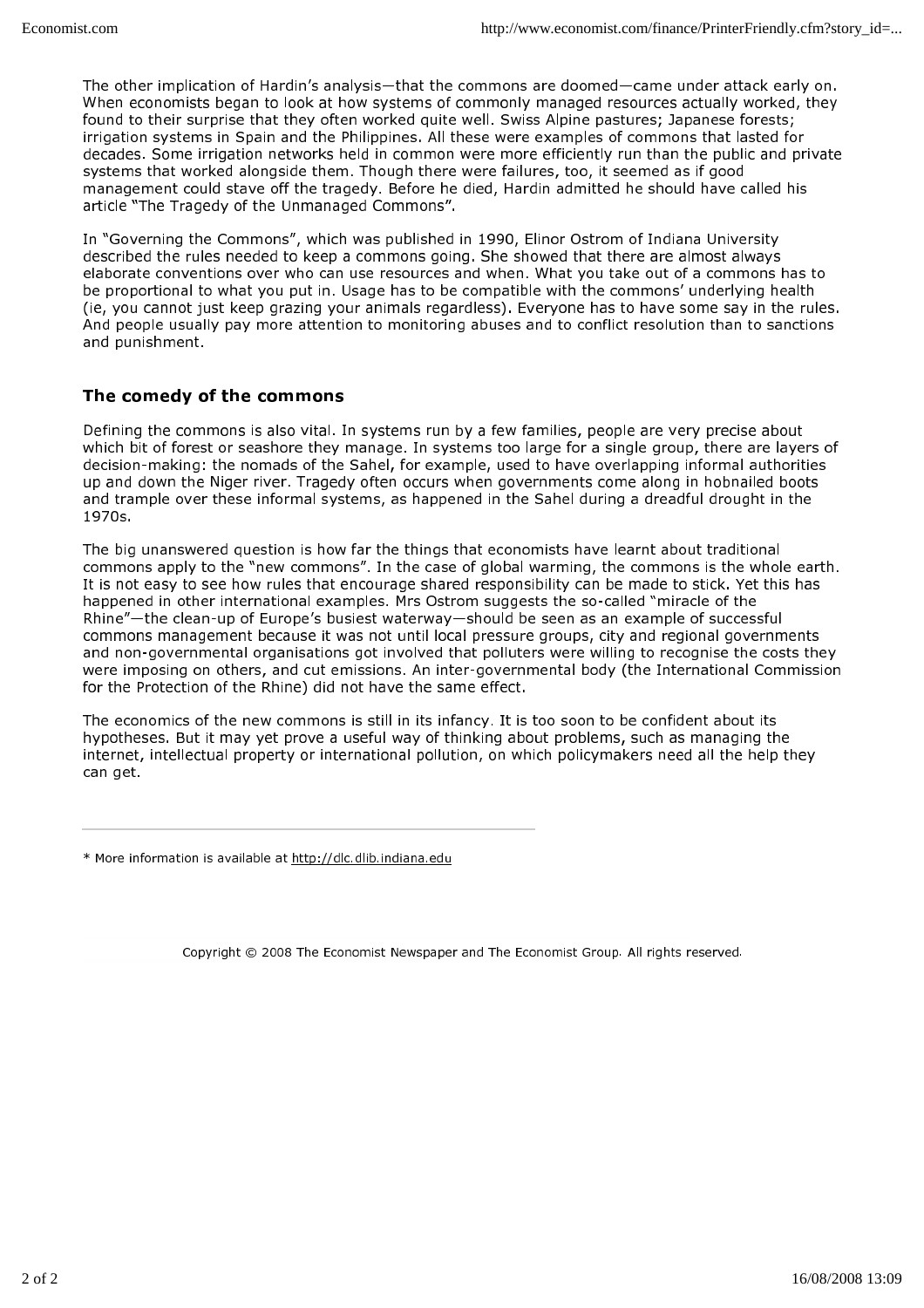The other implication of Hardin's analysis—that the commons are doomed—came under attack early on. When economists began to look at how systems of commonly managed resources actually worked, they found to their surprise that they often worked quite well. Swiss Alpine pastures; Japanese forests; irrigation systems in Spain and the Philippines. All these were examples of commons that lasted for decades. Some irrigation networks held in common were more efficiently run than the public and private systems that worked alongside them. Though there were failures, too, it seemed as if good management could stave off the tragedy. Before he died, Hardin admitted he should have called his article "The Tragedy of the Unmanaged Commons".

In "Governing the Commons", which was published in 1990, Elinor Ostrom of Indiana University described the rules needed to keep a commons going. She showed that there are almost always elaborate conventions over who can use resources and when. What you take out of a commons has to be proportional to what you put in. Usage has to be compatible with the commons' underlying health (ie, you cannot just keep grazing your animals regardless). Everyone has to have some say in the rules. And people usually pay more attention to monitoring abuses and to conflict resolution than to sanctions and punishment.

## The comedy of the commons

Defining the commons is also vital. In systems run by a few families, people are very precise about which bit of forest or seashore they manage. In systems too large for a single group, there are layers of decision-making: the nomads of the Sahel, for example, used to have overlapping informal authorities up and down the Niger river. Tragedy often occurs when governments come along in hobnailed boots and trample over these informal systems, as happened in the Sahel during a dreadful drought in the 1970s.

The big unanswered question is how far the things that economists have learnt about traditional commons apply to the "new commons". In the case of global warming, the commons is the whole earth. It is not easy to see how rules that encourage shared responsibility can be made to stick. Yet this has happened in other international examples. Mrs Ostrom suggests the so-called "miracle of the Rhine"—the clean-up of Europe's busiest waterway—should be seen as an example of successful commons management because it was not until local pressure groups, city and regional governments and non-governmental organisations got involved that polluters were willing to recognise the costs they were imposing on others, and cut emissions. An inter-governmental body (the International Commission for the Protection of the Rhine) did not have the same effect.

The economics of the new commons is still in its infancy. It is too soon to be confident about its hypotheses. But it may yet prove a useful way of thinking about problems, such as managing the internet, intellectual property or international pollution, on which policymakers need all the help they can get.

---

* More information is available at http://dlc.dlib.indiana.edu

Copyright © 2008 The Economist Newspaper and The Economist Group. All rights reserved.